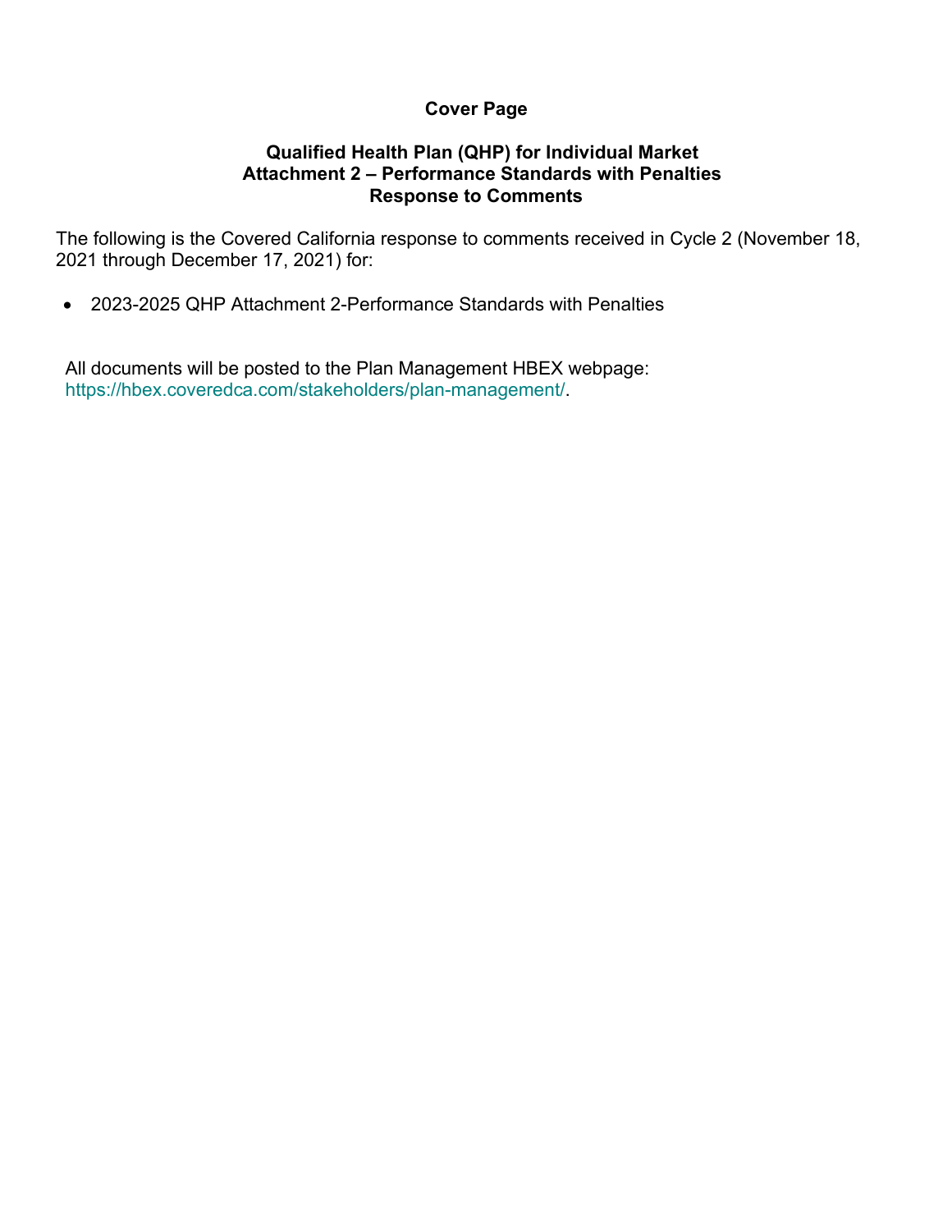# Cover Page

## Qualified Health Plan (QHP) for Individual Market
## Attachment 2 – Performance Standards with Penalties
## Response to Comments

The following is the Covered California response to comments received in Cycle 2 (November 18, 2021 through December 17, 2021) for:

- 2023-2025 QHP Attachment 2-Performance Standards with Penalties

All documents will be posted to the Plan Management HBEX webpage: https://hbex.coveredca.com/stakeholders/plan-management/.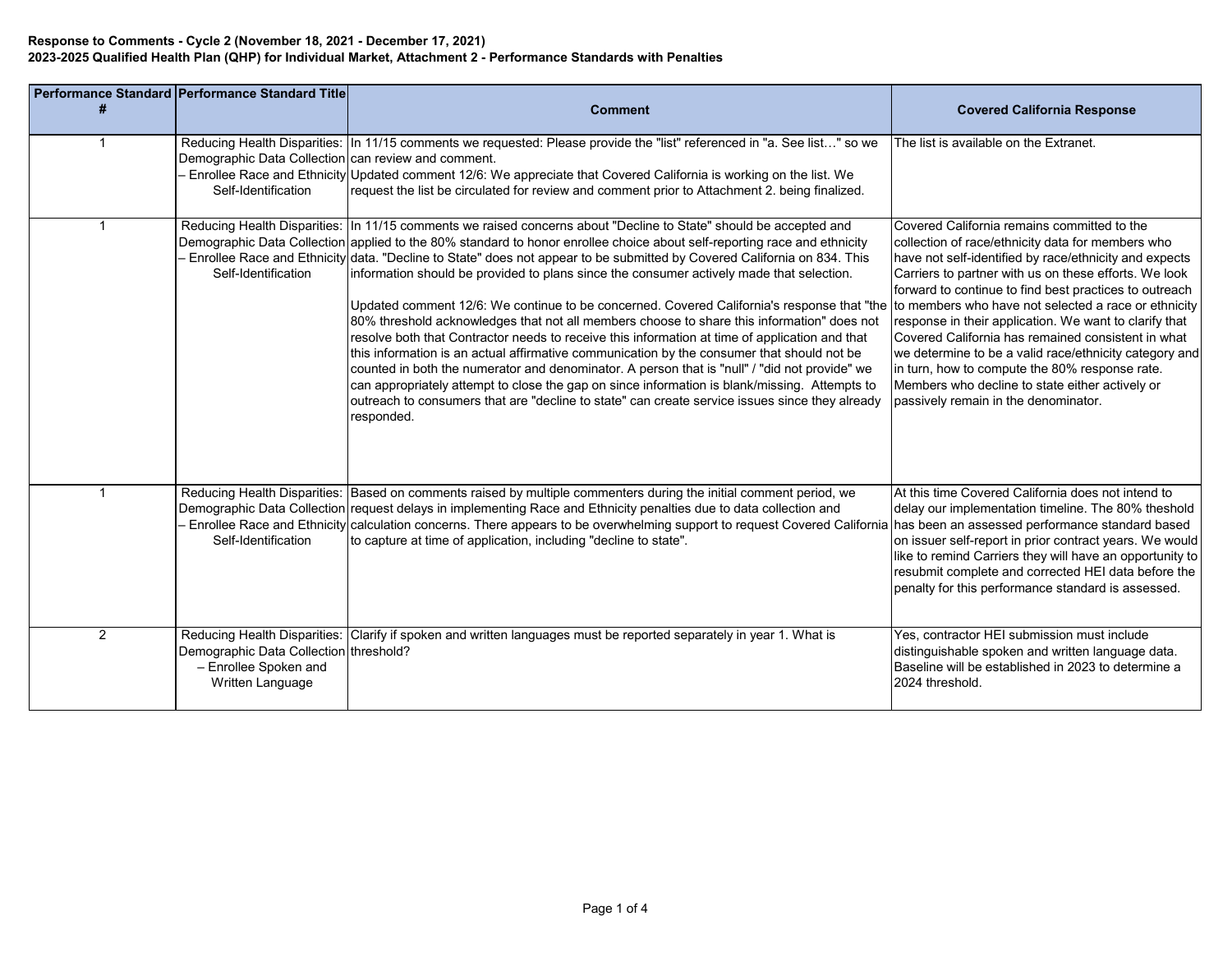**Response to Comments - Cycle 2 (November 18, 2021 - December 17, 2021)**
**2023-2025 Qualified Health Plan (QHP) for Individual Market, Attachment 2 - Performance Standards with Penalties**

| Performance Standard # | Performance Standard Title | Comment | Covered California Response |
|---|---|---|---|
| 1 | Reducing Health Disparities: Demographic Data Collection – Enrollee Race and Ethnicity Self-Identification | In 11/15 comments we requested: Please provide the "list" referenced in "a. See list…" so we can review and comment.<br>Updated comment 12/6: We appreciate that Covered California is working on the list. We request the list be circulated for review and comment prior to Attachment 2. being finalized. | The list is available on the Extranet. |
| 1 | Reducing Health Disparities: Demographic Data Collection – Enrollee Race and Ethnicity Self-Identification | In 11/15 comments we raised concerns about "Decline to State" should be accepted and applied to the 80% standard to honor enrollee choice about self-reporting race and ethnicity data. "Decline to State" does not appear to be submitted by Covered California on 834. This information should be provided to plans since the consumer actively made that selection.<br><br>Updated comment 12/6: We continue to be concerned. Covered California's response that "the 80% threshold acknowledges that not all members choose to share this information" does not resolve both that Contractor needs to receive this information at time of application and that this information is an actual affirmative communication by the consumer that should not be counted in both the numerator and denominator. A person that is "null" / "did not provide" we can appropriately attempt to close the gap on since information is blank/missing. Attempts to outreach to consumers that are "decline to state" can create service issues since they already responded. | Covered California remains committed to the collection of race/ethnicity data for members who have not self-identified by race/ethnicity and expects Carriers to partner with us on these efforts. We look forward to continue to find best practices to outreach to members who have not selected a race or ethnicity response in their application. We want to clarify that Covered California has remained consistent in what we determine to be a valid race/ethnicity category and in turn, how to compute the 80% response rate. Members who decline to state either actively or passively remain in the denominator. |
| 1 | Reducing Health Disparities: Demographic Data Collection – Enrollee Race and Ethnicity Self-Identification | Based on comments raised by multiple commenters during the initial comment period, we request delays in implementing Race and Ethnicity penalties due to data collection and calculation concerns. There appears to be overwhelming support to request Covered California to capture at time of application, including "decline to state". | At this time Covered California does not intend to delay our implementation timeline. The 80% theshold has been an assessed performance standard based on issuer self-report in prior contract years. We would like to remind Carriers they will have an opportunity to resubmit complete and corrected HEI data before the penalty for this performance standard is assessed. |
| 2 | Reducing Health Disparities: Demographic Data Collection – Enrollee Spoken and Written Language | Clarify if spoken and written languages must be reported separately in year 1. What is threshold? | Yes, contractor HEI submission must include distinguishable spoken and written language data. Baseline will be established in 2023 to determine a 2024 threshold. |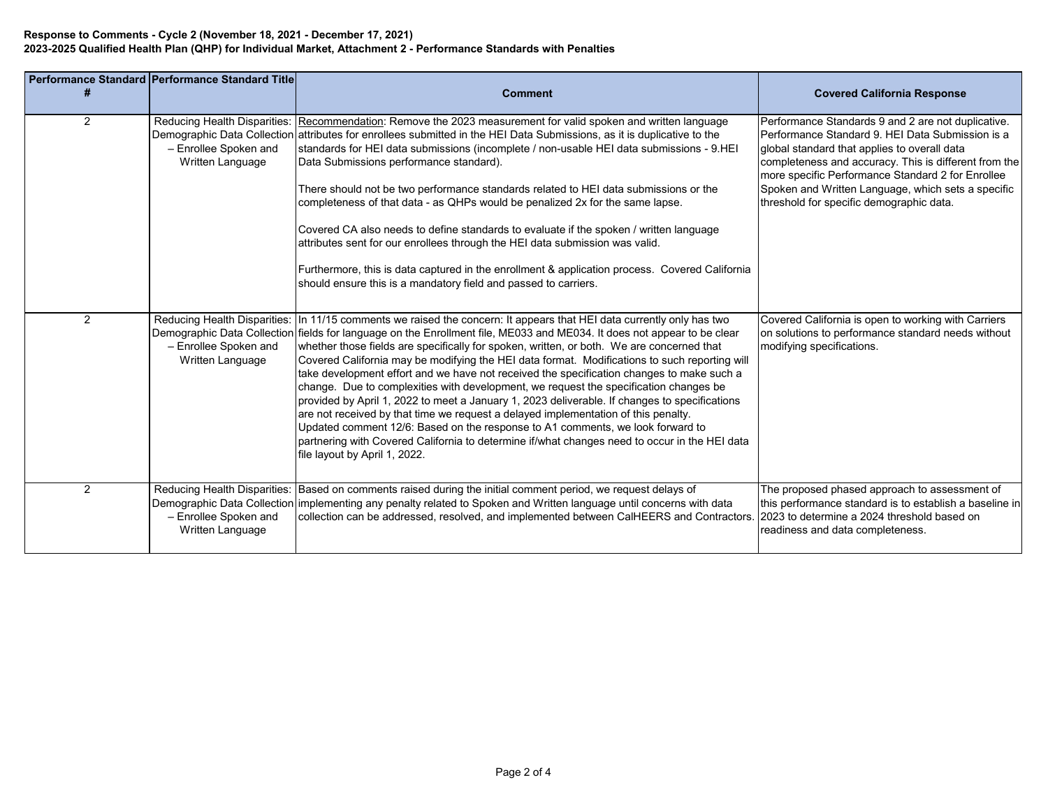**Response to Comments - Cycle 2 (November 18, 2021 - December 17, 2021)**
**2023-2025 Qualified Health Plan (QHP) for Individual Market, Attachment 2 - Performance Standards with Penalties**

| Performance Standard # | Performance Standard Title | Comment | Covered California Response |
|---|---|---|---|
| 2 | Reducing Health Disparities: Demographic Data Collection – Enrollee Spoken and Written Language | Recommendation: Remove the 2023 measurement for valid spoken and written language attributes for enrollees submitted in the HEI Data Submissions, as it is duplicative to the standards for HEI data submissions (incomplete / non-usable HEI data submissions - 9.HEI Data Submissions performance standard).<br><br>There should not be two performance standards related to HEI data submissions or the completeness of that data - as QHPs would be penalized 2x for the same lapse.<br><br>Covered CA also needs to define standards to evaluate if the spoken / written language attributes sent for our enrollees through the HEI data submission was valid.<br><br>Furthermore, this is data captured in the enrollment & application process. Covered California should ensure this is a mandatory field and passed to carriers. | Performance Standards 9 and 2 are not duplicative. Performance Standard 9. HEI Data Submission is a global standard that applies to overall data completeness and accuracy. This is different from the more specific Performance Standard 2 for Enrollee Spoken and Written Language, which sets a specific threshold for specific demographic data. |
| 2 | Reducing Health Disparities: Demographic Data Collection – Enrollee Spoken and Written Language | In 11/15 comments we raised the concern: It appears that HEI data currently only has two fields for language on the Enrollment file, ME033 and ME034. It does not appear to be clear whether those fields are specifically for spoken, written, or both. We are concerned that Covered California may be modifying the HEI data format. Modifications to such reporting will take development effort and we have not received the specification changes to make such a change. Due to complexities with development, we request the specification changes be provided by April 1, 2022 to meet a January 1, 2023 deliverable. If changes to specifications are not received by that time we request a delayed implementation of this penalty.<br>Updated comment 12/6: Based on the response to A1 comments, we look forward to partnering with Covered California to determine if/what changes need to occur in the HEI data file layout by April 1, 2022. | Covered California is open to working with Carriers on solutions to performance standard needs without modifying specifications. |
| 2 | Reducing Health Disparities: Demographic Data Collection – Enrollee Spoken and Written Language | Based on comments raised during the initial comment period, we request delays of implementing any penalty related to Spoken and Written language until concerns with data collection can be addressed, resolved, and implemented between CalHEERS and Contractors. | The proposed phased approach to assessment of this performance standard is to establish a baseline in 2023 to determine a 2024 threshold based on readiness and data completeness. |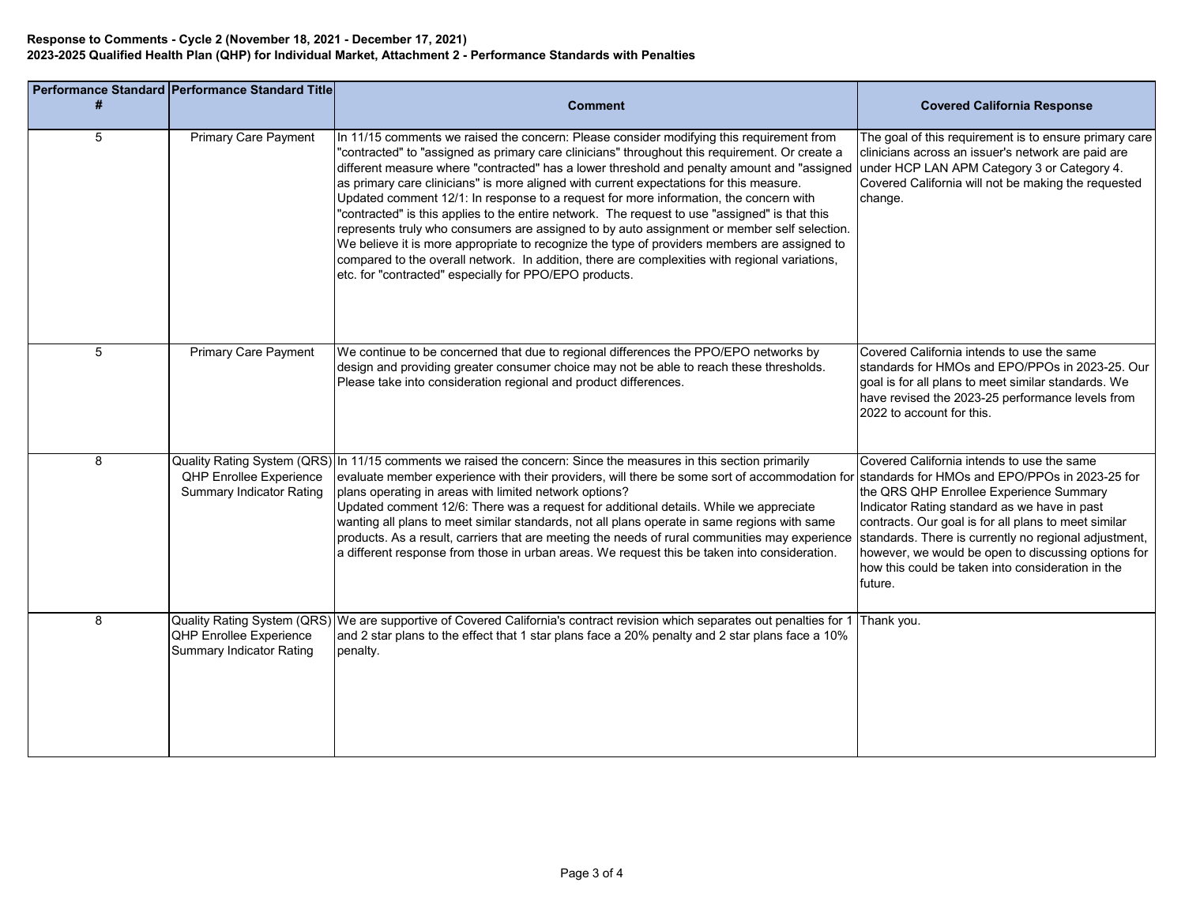**Response to Comments - Cycle 2 (November 18, 2021 - December 17, 2021)**
**2023-2025 Qualified Health Plan (QHP) for Individual Market, Attachment 2 - Performance Standards with Penalties**

| Performance Standard # | Performance Standard Title | Comment | Covered California Response |
|---|---|---|---|
| 5 | Primary Care Payment | In 11/15 comments we raised the concern: Please consider modifying this requirement from "contracted" to "assigned as primary care clinicians" throughout this requirement. Or create a different measure where "contracted" has a lower threshold and penalty amount and "assigned as primary care clinicians" is more aligned with current expectations for this measure.<br>Updated comment 12/1: In response to a request for more information, the concern with "contracted" is this applies to the entire network. The request to use "assigned" is that this represents truly who consumers are assigned to by auto assignment or member self selection. We believe it is more appropriate to recognize the type of providers members are assigned to compared to the overall network. In addition, there are complexities with regional variations, etc. for "contracted" especially for PPO/EPO products. | The goal of this requirement is to ensure primary care clinicians across an issuer's network are paid are under HCP LAN APM Category 3 or Category 4. Covered California will not be making the requested change. |
| 5 | Primary Care Payment | We continue to be concerned that due to regional differences the PPO/EPO networks by design and providing greater consumer choice may not be able to reach these thresholds. Please take into consideration regional and product differences. | Covered California intends to use the same standards for HMOs and EPO/PPOs in 2023-25. Our goal is for all plans to meet similar standards. We have revised the 2023-25 performance levels from 2022 to account for this. |
| 8 | Quality Rating System (QRS) QHP Enrollee Experience Summary Indicator Rating | In 11/15 comments we raised the concern: Since the measures in this section primarily evaluate member experience with their providers, will there be some sort of accommodation for plans operating in areas with limited network options?<br>Updated comment 12/6: There was a request for additional details. While we appreciate wanting all plans to meet similar standards, not all plans operate in same regions with same products. As a result, carriers that are meeting the needs of rural communities may experience a different response from those in urban areas. We request this be taken into consideration. | Covered California intends to use the same standards for HMOs and EPO/PPOs in 2023-25 for the QRS QHP Enrollee Experience Summary Indicator Rating standard as we have in past contracts. Our goal is for all plans to meet similar standards. There is currently no regional adjustment, however, we would be open to discussing options for how this could be taken into consideration in the future. |
| 8 | Quality Rating System (QRS) QHP Enrollee Experience Summary Indicator Rating | We are supportive of Covered California's contract revision which separates out penalties for 1 and 2 star plans to the effect that 1 star plans face a 20% penalty and 2 star plans face a 10% penalty. | Thank you. |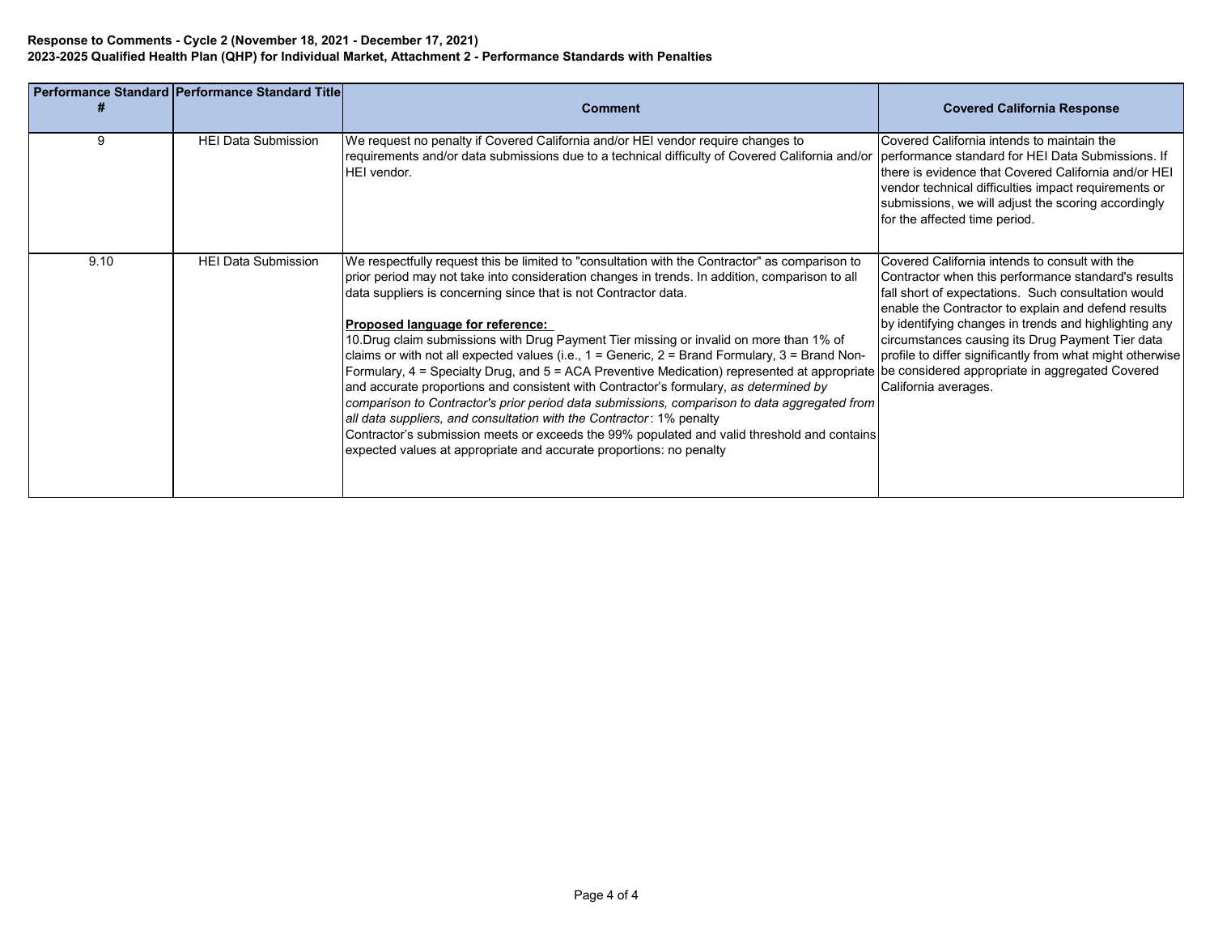**Response to Comments - Cycle 2 (November 18, 2021 - December 17, 2021)**
**2023-2025 Qualified Health Plan (QHP) for Individual Market, Attachment 2 - Performance Standards with Penalties**

| Performance Standard # | Performance Standard Title | Comment | Covered California Response |
|---|---|---|---|
| 9 | HEI Data Submission | We request no penalty if Covered California and/or HEI vendor require changes to requirements and/or data submissions due to a technical difficulty of Covered California and/or HEI vendor. | Covered California intends to maintain the performance standard for HEI Data Submissions. If there is evidence that Covered California and/or HEI vendor technical difficulties impact requirements or submissions, we will adjust the scoring accordingly for the affected time period. |
| 9.10 | HEI Data Submission | We respectfully request this be limited to "consultation with the Contractor" as comparison to prior period may not take into consideration changes in trends. In addition, comparison to all data suppliers is concerning since that is not Contractor data.<br><br>**Proposed language for reference:**<br>10.Drug claim submissions with Drug Payment Tier missing or invalid on more than 1% of claims or with not all expected values (i.e., 1 = Generic, 2 = Brand Formulary, 3 = Brand Non-Formulary, 4 = Specialty Drug, and 5 = ACA Preventive Medication) represented at appropriate and accurate proportions and consistent with Contractor's formulary, *as determined by comparison to Contractor's prior period data submissions, comparison to data aggregated from all data suppliers, and consultation with the Contractor*: 1% penalty<br>Contractor's submission meets or exceeds the 99% populated and valid threshold and contains expected values at appropriate and accurate proportions: no penalty | Covered California intends to consult with the Contractor when this performance standard's results fall short of expectations. Such consultation would enable the Contractor to explain and defend results by identifying changes in trends and highlighting any circumstances causing its Drug Payment Tier data profile to differ significantly from what might otherwise be considered appropriate in aggregated Covered California averages. |